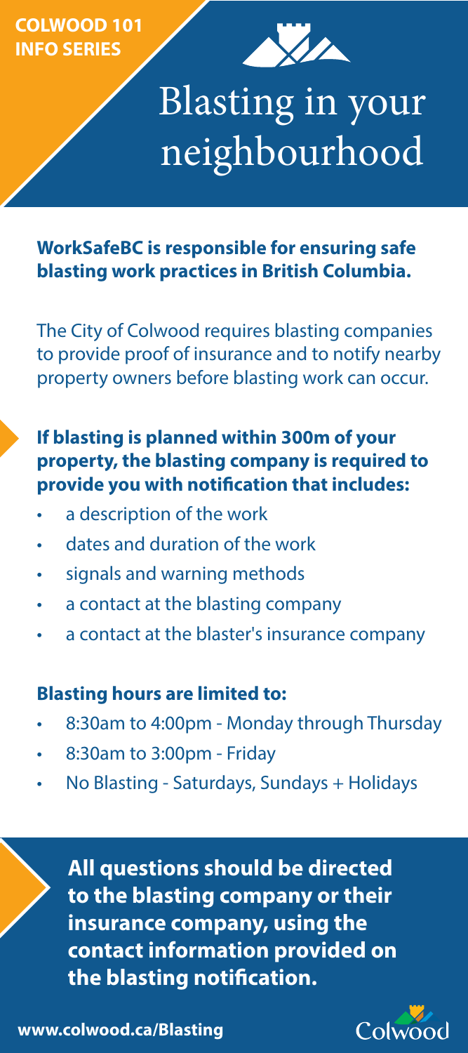**COLWOOD 101 INFO SERIES**

# Blasting in your neighbourhood

**WorkSafeBC is responsible for ensuring safe blasting work practices in British Columbia.**

The City of Colwood requires blasting companies to provide proof of insurance and to notify nearby property owners before blasting work can occur.

**If blasting is planned within 300m of your property, the blasting company is required to provide you with notification that includes:**

- a description of the work
- dates and duration of the work
- signals and warning methods
- a contact at the blasting company
- a contact at the blaster's insurance company

**Blasting hours are limited to:**

- 8:30am to 4:00pm - Monday through Thursday
- 8:30am to 3:00pm - Friday
- No Blasting - Saturdays, Sundays + Holidays

**All questions should be directed to the blasting company or their insurance company, using the contact information provided on the blasting notification.**

**www.colwood.ca/Blasting**

Colwood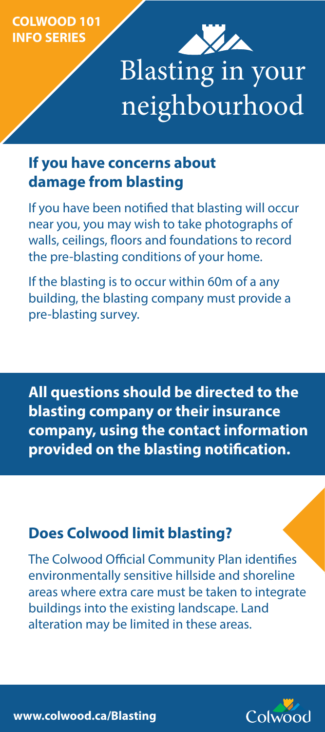COLWOOD 101
INFO SERIES

# Blasting in your neighbourhood

## If you have concerns about damage from blasting

If you have been notified that blasting will occur near you, you may wish to take photographs of walls, ceilings, floors and foundations to record the pre-blasting conditions of your home.

If the blasting is to occur within 60m of a any building, the blasting company must provide a pre-blasting survey.

**All questions should be directed to the blasting company or their insurance company, using the contact information provided on the blasting notification.**

## Does Colwood limit blasting?

The Colwood Official Community Plan identifies environmentally sensitive hillside and shoreline areas where extra care must be taken to integrate buildings into the existing landscape. Land alteration may be limited in these areas.

**www.colwood.ca/Blasting**

Colwood